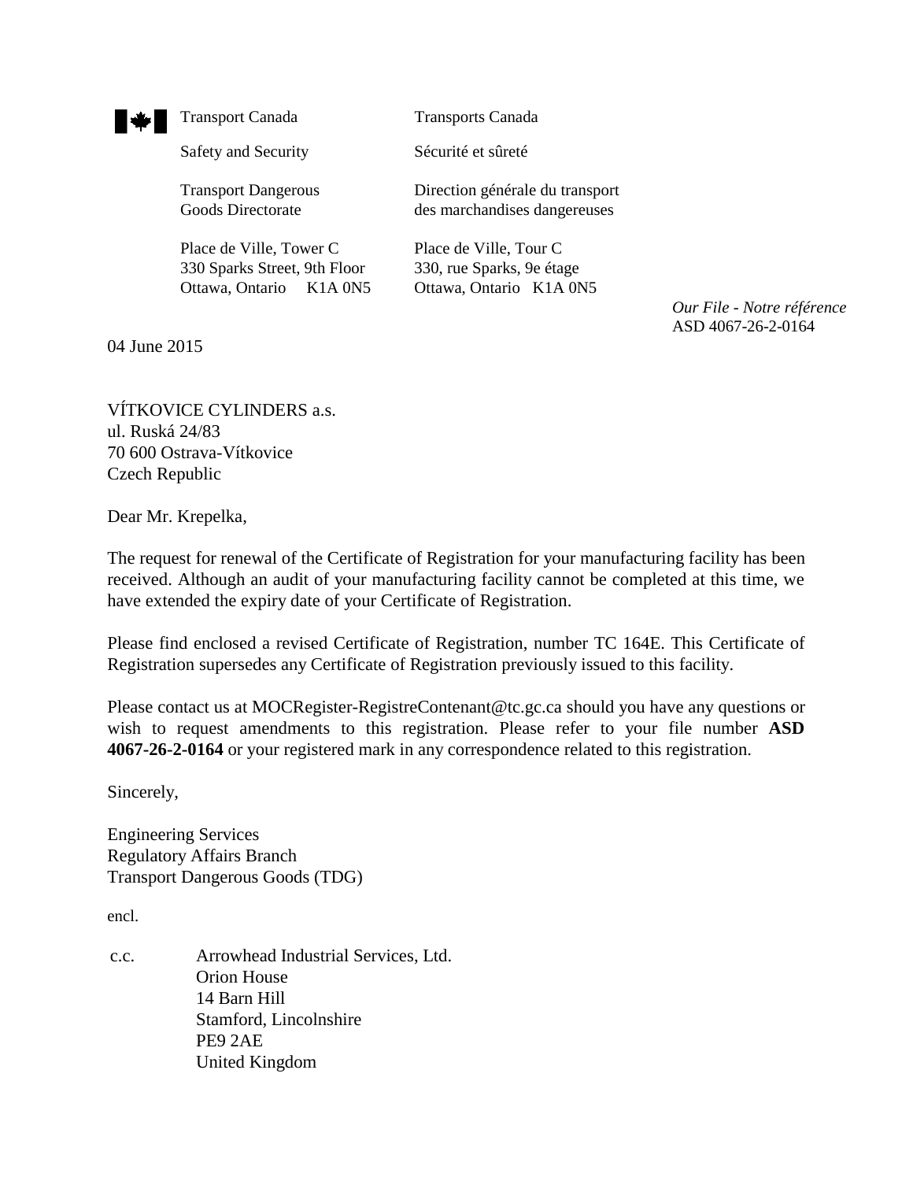Transport Canada | Transports Canada

Safety and Security | Sécurité et sûreté

Transport Dangerous Goods Directorate | Direction générale du transport des marchandises dangereuses

Place de Ville, Tower C
330 Sparks Street, 9th Floor
Ottawa, Ontario K1A 0N5

Place de Ville, Tour C
330, rue Sparks, 9e étage
Ottawa, Ontario K1A 0N5

*Our File - Notre référence*
ASD 4067-26-2-0164

04 June 2015

VÍTKOVICE CYLINDERS a.s.
ul. Ruská 24/83
70 600 Ostrava-Vítkovice
Czech Republic

Dear Mr. Krepelka,

The request for renewal of the Certificate of Registration for your manufacturing facility has been received. Although an audit of your manufacturing facility cannot be completed at this time, we have extended the expiry date of your Certificate of Registration.

Please find enclosed a revised Certificate of Registration, number TC 164E. This Certificate of Registration supersedes any Certificate of Registration previously issued to this facility.

Please contact us at MOCRegister-RegistreContenant@tc.gc.ca should you have any questions or wish to request amendments to this registration. Please refer to your file number **ASD 4067-26-2-0164** or your registered mark in any correspondence related to this registration.

Sincerely,

Engineering Services
Regulatory Affairs Branch
Transport Dangerous Goods (TDG)

encl.

c.c. Arrowhead Industrial Services, Ltd.
Orion House
14 Barn Hill
Stamford, Lincolnshire
PE9 2AE
United Kingdom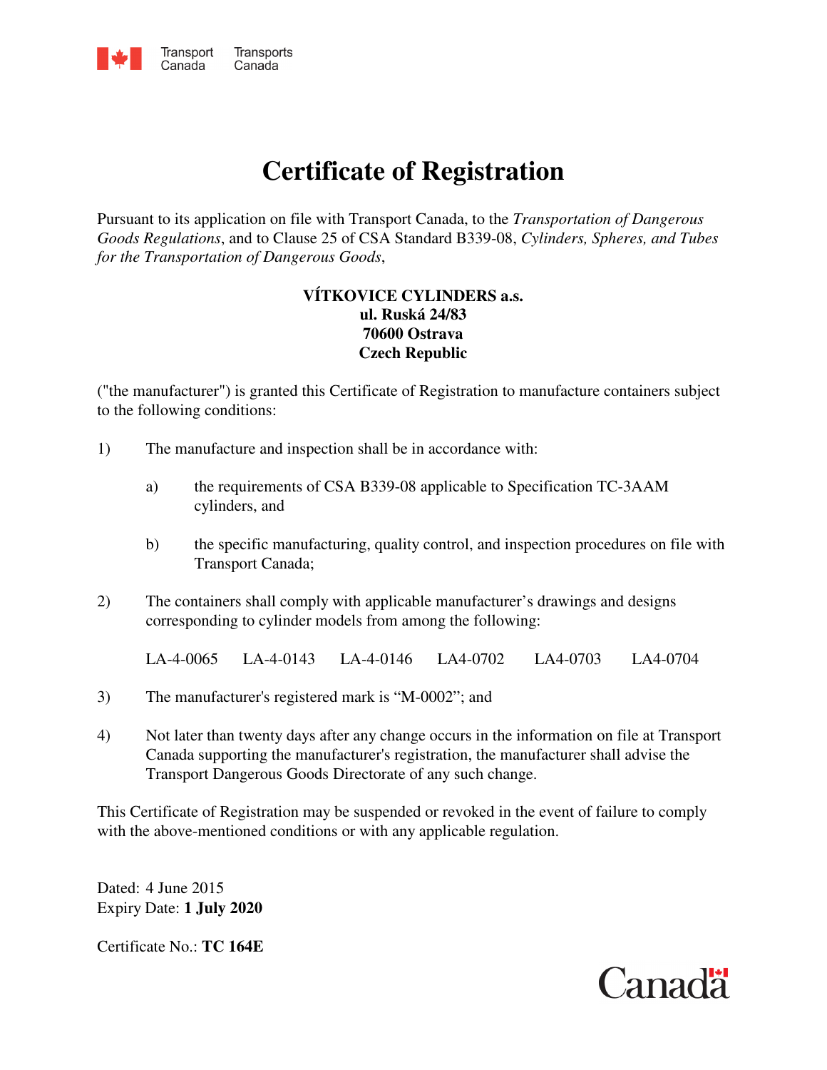Transport Canada Transports Canada

# Certificate of Registration

Pursuant to its application on file with Transport Canada, to the *Transportation of Dangerous Goods Regulations*, and to Clause 25 of CSA Standard B339-08, *Cylinders, Spheres, and Tubes for the Transportation of Dangerous Goods*,

**VÍTKOVICE CYLINDERS a.s.**
**ul. Ruská 24/83**
**70600 Ostrava**
**Czech Republic**

("the manufacturer") is granted this Certificate of Registration to manufacture containers subject to the following conditions:

1) The manufacture and inspection shall be in accordance with:

   a) the requirements of CSA B339-08 applicable to Specification TC-3AAM cylinders, and

   b) the specific manufacturing, quality control, and inspection procedures on file with Transport Canada;

2) The containers shall comply with applicable manufacturer's drawings and designs corresponding to cylinder models from among the following:

   LA-4-0065 LA-4-0143 LA-4-0146 LA4-0702 LA4-0703 LA4-0704

3) The manufacturer's registered mark is "M-0002"; and

4) Not later than twenty days after any change occurs in the information on file at Transport Canada supporting the manufacturer's registration, the manufacturer shall advise the Transport Dangerous Goods Directorate of any such change.

This Certificate of Registration may be suspended or revoked in the event of failure to comply with the above-mentioned conditions or with any applicable regulation.

Dated: 4 June 2015
Expiry Date: **1 July 2020**

Certificate No.: **TC 164E**

Canada